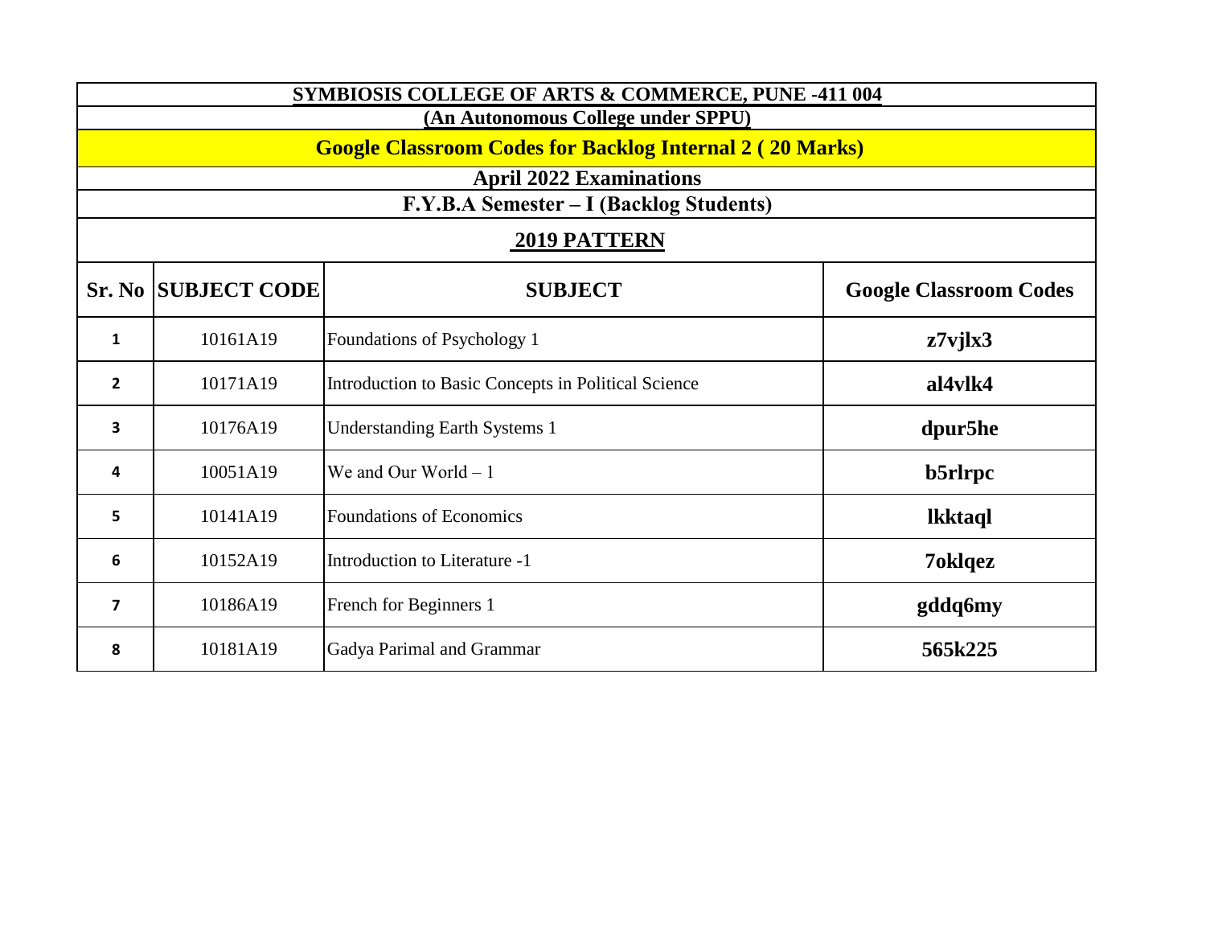# SYMBIOSIS COLLEGE OF ARTS & COMMERCE, PUNE -411 004

## (An Autonomous College under SPPU)

## Google Classroom Codes for Backlog Internal 2 ( 20 Marks)

### April 2022 Examinations

### F.Y.B.A Semester – I (Backlog Students)

### 2019 PATTERN

| Sr. No | SUBJECT CODE | SUBJECT | Google Classroom Codes |
|---|---|---|---|
| 1 | 10161A19 | Foundations of Psychology 1 | **z7vjlx3** |
| 2 | 10171A19 | Introduction to Basic Concepts in Political Science | **al4vlk4** |
| 3 | 10176A19 | Understanding Earth Systems 1 | **dpur5he** |
| 4 | 10051A19 | We and Our World – 1 | **b5rlrpc** |
| 5 | 10141A19 | Foundations of Economics | **lkktaql** |
| 6 | 10152A19 | Introduction to Literature -1 | **7oklqez** |
| 7 | 10186A19 | French for Beginners 1 | **gddq6my** |
| 8 | 10181A19 | Gadya Parimal and Grammar | **565k225** |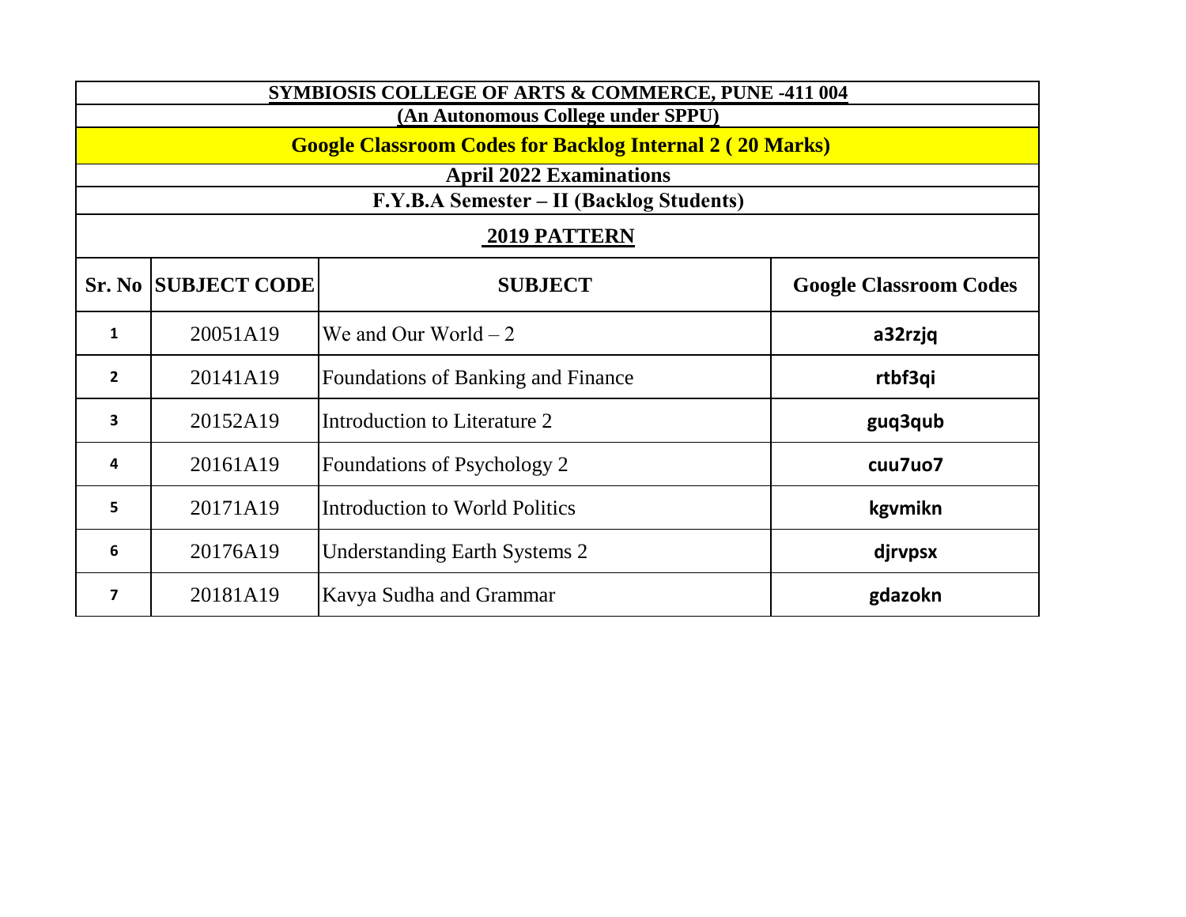**SYMBIOSIS COLLEGE OF ARTS & COMMERCE, PUNE -411 004**

**(An Autonomous College under SPPU)**

**Google Classroom Codes for Backlog Internal 2 ( 20 Marks)**

**April 2022 Examinations**

**F.Y.B.A Semester – II (Backlog Students)**

**2019 PATTERN**

| Sr. No | SUBJECT CODE | SUBJECT | Google Classroom Codes |
|---|---|---|---|
| 1 | 20051A19 | We and Our World – 2 | a32rzjq |
| 2 | 20141A19 | Foundations of Banking and Finance | rtbf3qi |
| 3 | 20152A19 | Introduction to Literature 2 | guq3qub |
| 4 | 20161A19 | Foundations of Psychology 2 | cuu7uo7 |
| 5 | 20171A19 | Introduction to World Politics | kgvmikn |
| 6 | 20176A19 | Understanding Earth Systems 2 | djrvpsx |
| 7 | 20181A19 | Kavya Sudha and Grammar | gdazokn |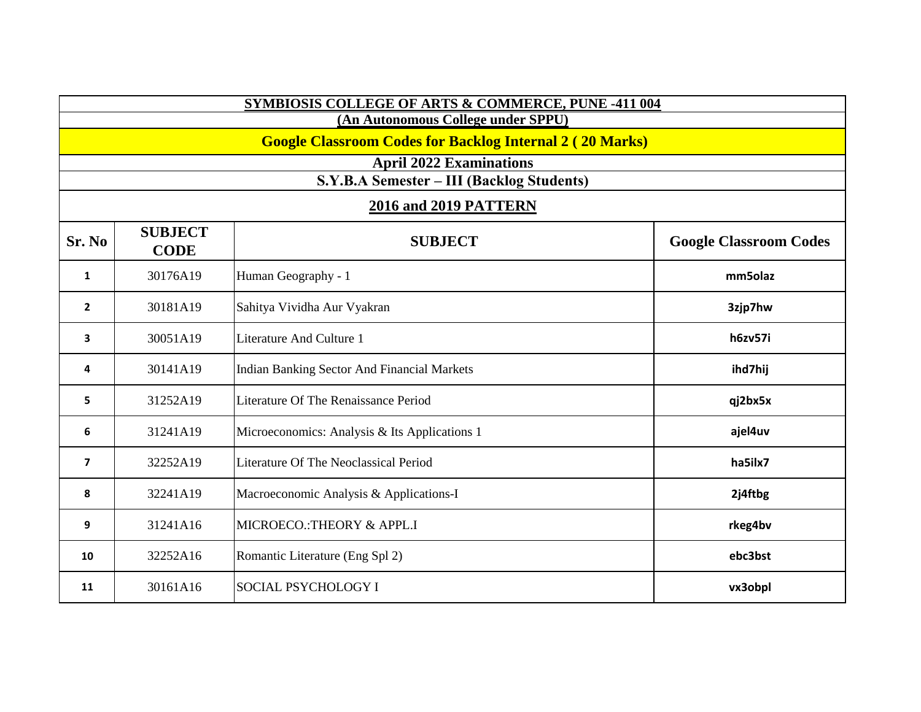**SYMBIOSIS COLLEGE OF ARTS & COMMERCE, PUNE -411 004**

**(An Autonomous College under SPPU)**

**Google Classroom Codes for Backlog Internal 2 ( 20 Marks)**

**April 2022 Examinations**

**S.Y.B.A Semester – III (Backlog Students)**

**2016 and 2019 PATTERN**

| Sr. No | SUBJECT CODE | SUBJECT | Google Classroom Codes |
|---|---|---|---|
| 1 | 30176A19 | Human Geography - 1 | mm5olaz |
| 2 | 30181A19 | Sahitya Vividha Aur Vyakran | 3zjp7hw |
| 3 | 30051A19 | Literature And Culture 1 | h6zv57i |
| 4 | 30141A19 | Indian Banking Sector And Financial Markets | ihd7hij |
| 5 | 31252A19 | Literature Of The Renaissance Period | qj2bx5x |
| 6 | 31241A19 | Microeconomics: Analysis & Its Applications 1 | ajel4uv |
| 7 | 32252A19 | Literature Of The Neoclassical Period | ha5ilx7 |
| 8 | 32241A19 | Macroeconomic Analysis & Applications-I | 2j4ftbg |
| 9 | 31241A16 | MICROECO.:THEORY & APPL.I | rkeg4bv |
| 10 | 32252A16 | Romantic Literature (Eng Spl 2) | ebc3bst |
| 11 | 30161A16 | SOCIAL PSYCHOLOGY I | vx3obpl |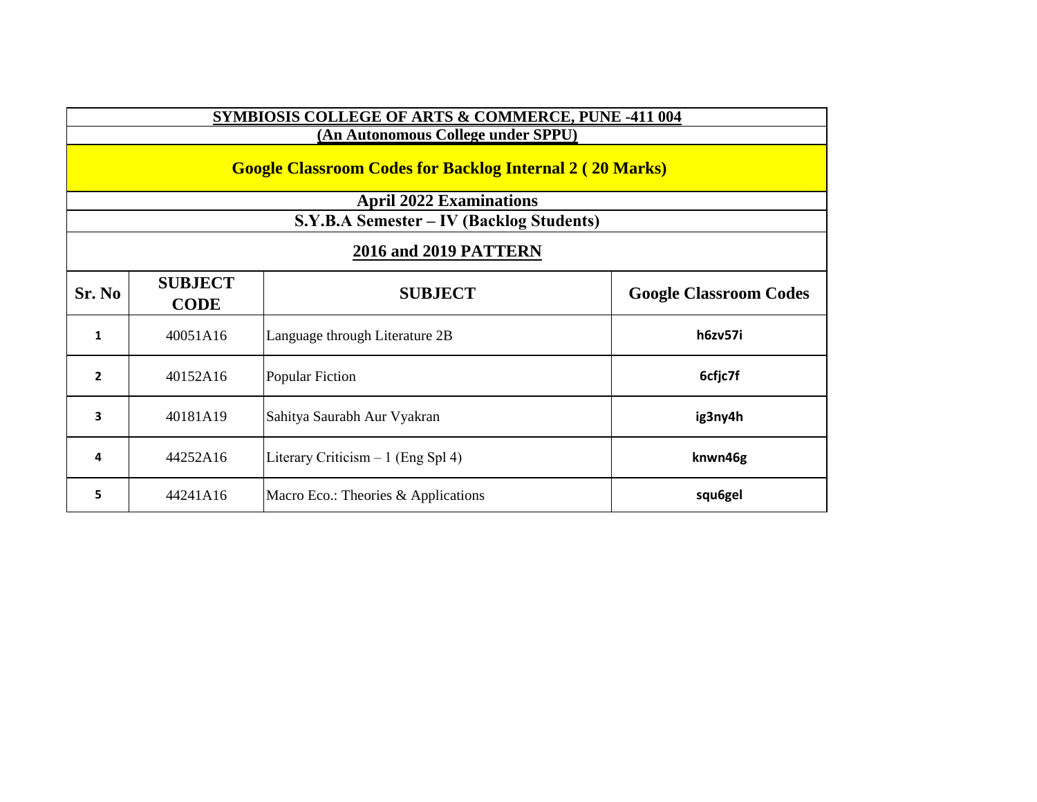**SYMBIOSIS COLLEGE OF ARTS & COMMERCE, PUNE -411 004**

**(An Autonomous College under SPPU)**

## Google Classroom Codes for Backlog Internal 2 ( 20 Marks)

**April 2022 Examinations**

**S.Y.B.A Semester – IV (Backlog Students)**

**2016 and 2019 PATTERN**

| Sr. No | SUBJECT CODE | SUBJECT | Google Classroom Codes |
|---|---|---|---|
| 1 | 40051A16 | Language through Literature 2B | h6zv57i |
| 2 | 40152A16 | Popular Fiction | 6cfjc7f |
| 3 | 40181A19 | Sahitya Saurabh Aur Vyakran | ig3ny4h |
| 4 | 44252A16 | Literary Criticism – 1 (Eng Spl 4) | knwn46g |
| 5 | 44241A16 | Macro Eco.: Theories & Applications | squ6gel |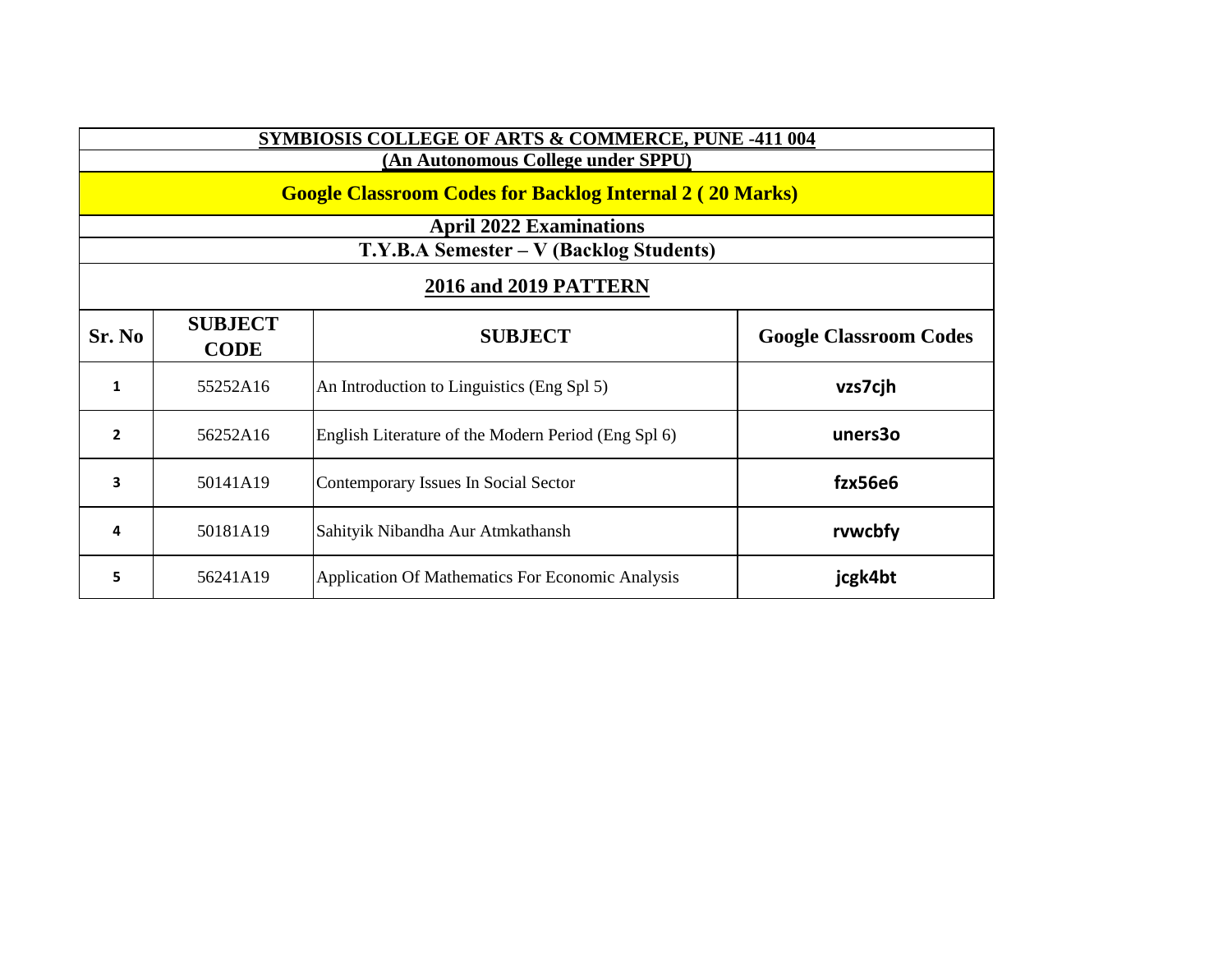**SYMBIOSIS COLLEGE OF ARTS & COMMERCE, PUNE -411 004**

**(An Autonomous College under SPPU)**

**Google Classroom Codes for Backlog Internal 2 ( 20 Marks)**

**April 2022 Examinations**

**T.Y.B.A Semester – V (Backlog Students)**

**2016 and 2019 PATTERN**

| Sr. No | SUBJECT CODE | SUBJECT | Google Classroom Codes |
|---|---|---|---|
| 1 | 55252A16 | An Introduction to Linguistics (Eng Spl 5) | vzs7cjh |
| 2 | 56252A16 | English Literature of the Modern Period (Eng Spl 6) | uners3o |
| 3 | 50141A19 | Contemporary Issues In Social Sector | fzx56e6 |
| 4 | 50181A19 | Sahityik Nibandha Aur Atmkathansh | rvwcbfy |
| 5 | 56241A19 | Application Of Mathematics For Economic Analysis | jcgk4bt |